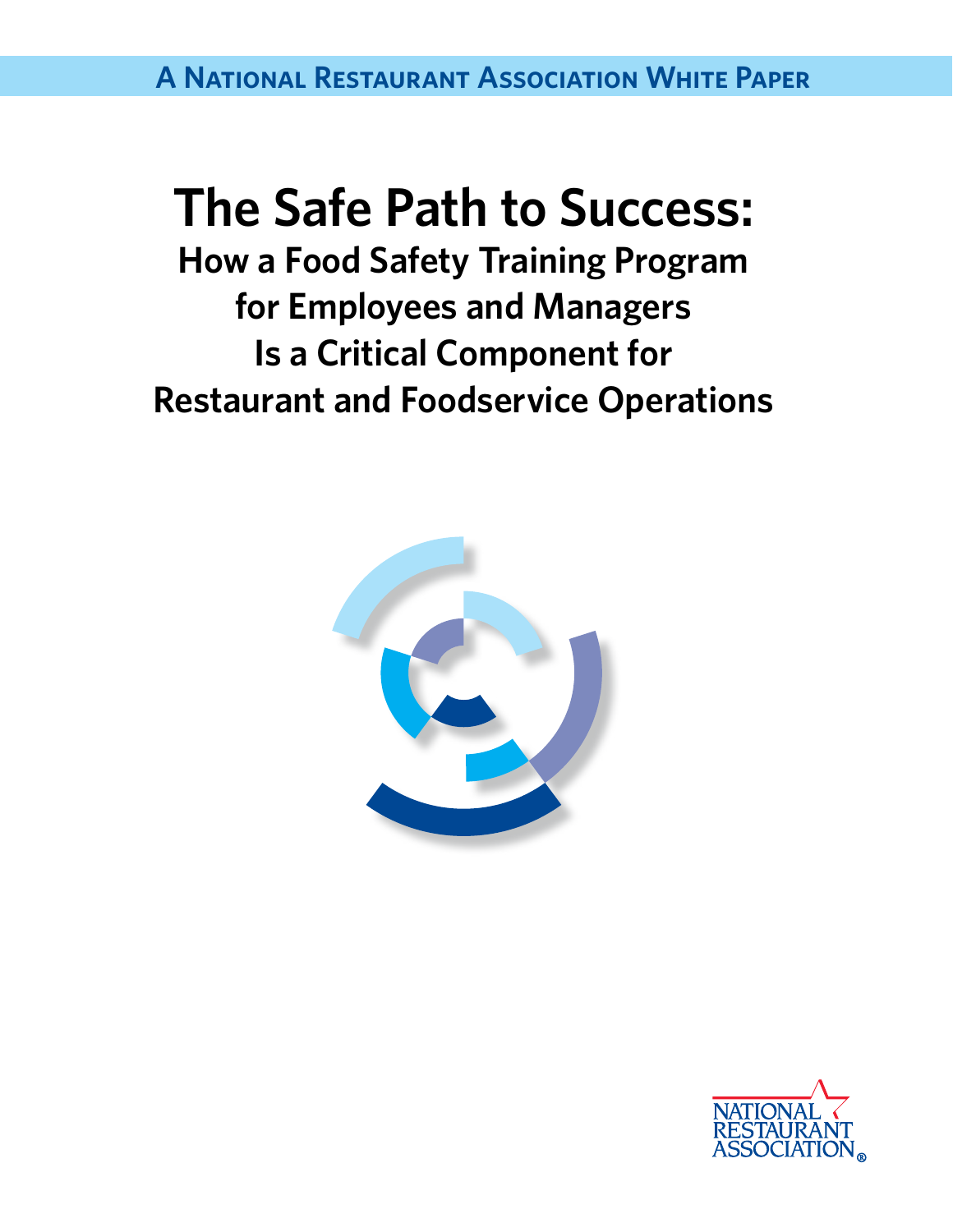A National Restaurant Association White Paper

# The Safe Path to Success:

## How a Food Safety Training Program for Employees and Managers Is a Critical Component for Restaurant and Foodservice Operations

National Restaurant Association®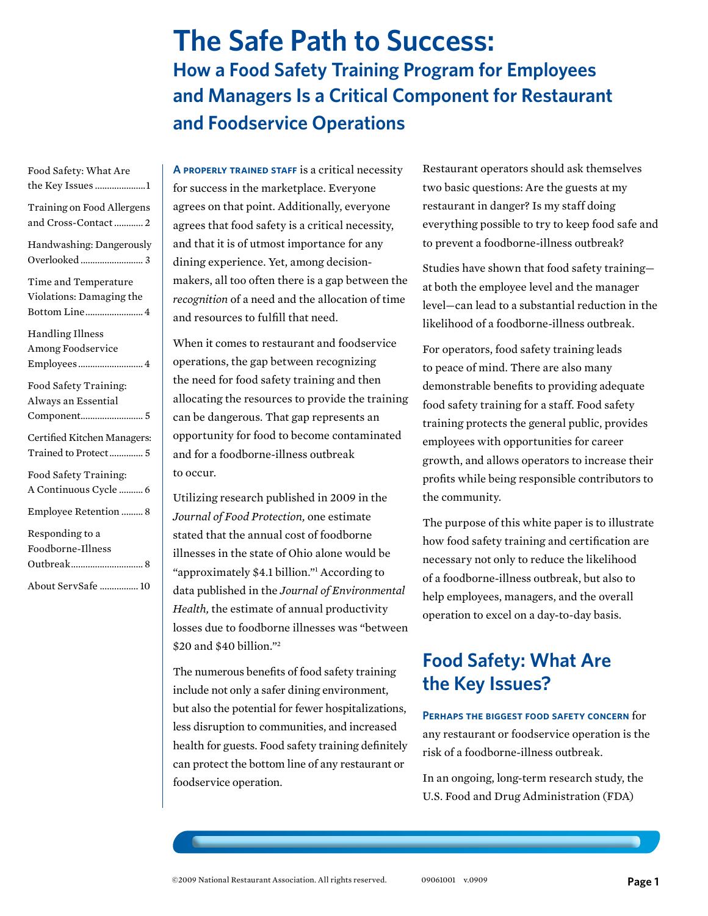# The Safe Path to Success:

## How a Food Safety Training Program for Employees and Managers Is a Critical Component for Restaurant and Foodservice Operations

Food Safety: What Are the Key Issues ..................... 1

Training on Food Allergens and Cross-Contact ........... 2

Handwashing: Dangerously Overlooked .......................... 3

Time and Temperature Violations: Damaging the Bottom Line ........................ 4

Handling Illness Among Foodservice Employees ........................... 4

Food Safety Training: Always an Essential Component.......................... 5

Certified Kitchen Managers: Trained to Protect ............. 5

Food Safety Training: A Continuous Cycle .......... 6

Employee Retention ......... 8

Responding to a Foodborne-Illness Outbreak.............................. 8

About ServSafe ................ 10

**A properly trained staff** is a critical necessity for success in the marketplace. Everyone agrees on that point. Additionally, everyone agrees that food safety is a critical necessity, and that it is of utmost importance for any dining experience. Yet, among decision-makers, all too often there is a gap between the *recognition* of a need and the allocation of time and resources to fulfill that need.

When it comes to restaurant and foodservice operations, the gap between recognizing the need for food safety training and then allocating the resources to provide the training can be dangerous. That gap represents an opportunity for food to become contaminated and for a foodborne-illness outbreak to occur.

Utilizing research published in 2009 in the *Journal of Food Protection,* one estimate stated that the annual cost of foodborne illnesses in the state of Ohio alone would be "approximately $4.1 billion."[1] According to data published in the *Journal of Environmental Health,* the estimate of annual productivity losses due to foodborne illnesses was "between $20 and $40 billion."[2]

The numerous benefits of food safety training include not only a safer dining environment, but also the potential for fewer hospitalizations, less disruption to communities, and increased health for guests. Food safety training definitely can protect the bottom line of any restaurant or foodservice operation.

Restaurant operators should ask themselves two basic questions: Are the guests at my restaurant in danger? Is my staff doing everything possible to try to keep food safe and to prevent a foodborne-illness outbreak?

Studies have shown that food safety training—at both the employee level and the manager level—can lead to a substantial reduction in the likelihood of a foodborne-illness outbreak.

For operators, food safety training leads to peace of mind. There are also many demonstrable benefits to providing adequate food safety training for a staff. Food safety training protects the general public, provides employees with opportunities for career growth, and allows operators to increase their profits while being responsible contributors to the community.

The purpose of this white paper is to illustrate how food safety training and certification are necessary not only to reduce the likelihood of a foodborne-illness outbreak, but also to help employees, managers, and the overall operation to excel on a day-to-day basis.

## Food Safety: What Are the Key Issues?

**Perhaps the biggest food safety concern** for any restaurant or foodservice operation is the risk of a foodborne-illness outbreak.

In an ongoing, long-term research study, the U.S. Food and Drug Administration (FDA)

©2009 National Restaurant Association. All rights reserved. 09061001 v.0909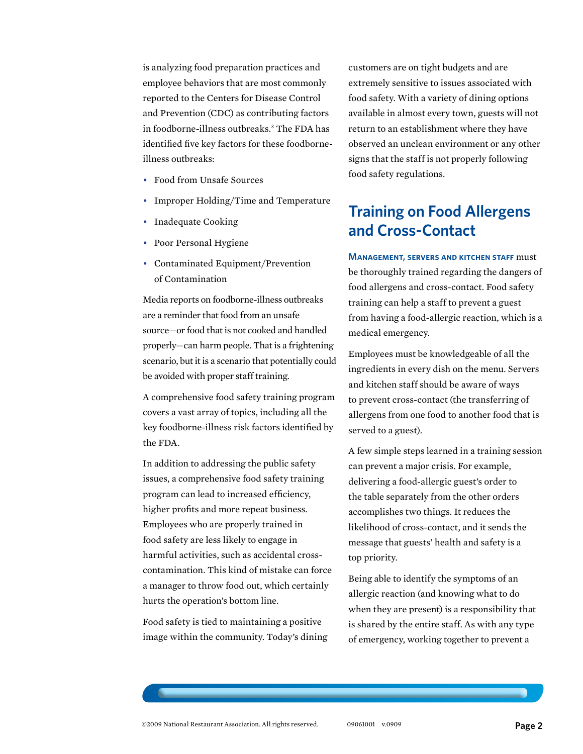is analyzing food preparation practices and employee behaviors that are most commonly reported to the Centers for Disease Control and Prevention (CDC) as contributing factors in foodborne-illness outbreaks.[3] The FDA has identified five key factors for these foodborne-illness outbreaks:

- Food from Unsafe Sources
- Improper Holding/Time and Temperature
- Inadequate Cooking
- Poor Personal Hygiene
- Contaminated Equipment/Prevention of Contamination

Media reports on foodborne-illness outbreaks are a reminder that food from an unsafe source—or food that is not cooked and handled properly—can harm people. That is a frightening scenario, but it is a scenario that potentially could be avoided with proper staff training.

A comprehensive food safety training program covers a vast array of topics, including all the key foodborne-illness risk factors identified by the FDA.

In addition to addressing the public safety issues, a comprehensive food safety training program can lead to increased efficiency, higher profits and more repeat business. Employees who are properly trained in food safety are less likely to engage in harmful activities, such as accidental cross-contamination. This kind of mistake can force a manager to throw food out, which certainly hurts the operation's bottom line.

Food safety is tied to maintaining a positive image within the community. Today's dining customers are on tight budgets and are extremely sensitive to issues associated with food safety. With a variety of dining options available in almost every town, guests will not return to an establishment where they have observed an unclean environment or any other signs that the staff is not properly following food safety regulations.

## Training on Food Allergens and Cross-Contact

**Management, servers and kitchen staff** must be thoroughly trained regarding the dangers of food allergens and cross-contact. Food safety training can help a staff to prevent a guest from having a food-allergic reaction, which is a medical emergency.

Employees must be knowledgeable of all the ingredients in every dish on the menu. Servers and kitchen staff should be aware of ways to prevent cross-contact (the transferring of allergens from one food to another food that is served to a guest).

A few simple steps learned in a training session can prevent a major crisis. For example, delivering a food-allergic guest's order to the table separately from the other orders accomplishes two things. It reduces the likelihood of cross-contact, and it sends the message that guests' health and safety is a top priority.

Being able to identify the symptoms of an allergic reaction (and knowing what to do when they are present) is a responsibility that is shared by the entire staff. As with any type of emergency, working together to prevent a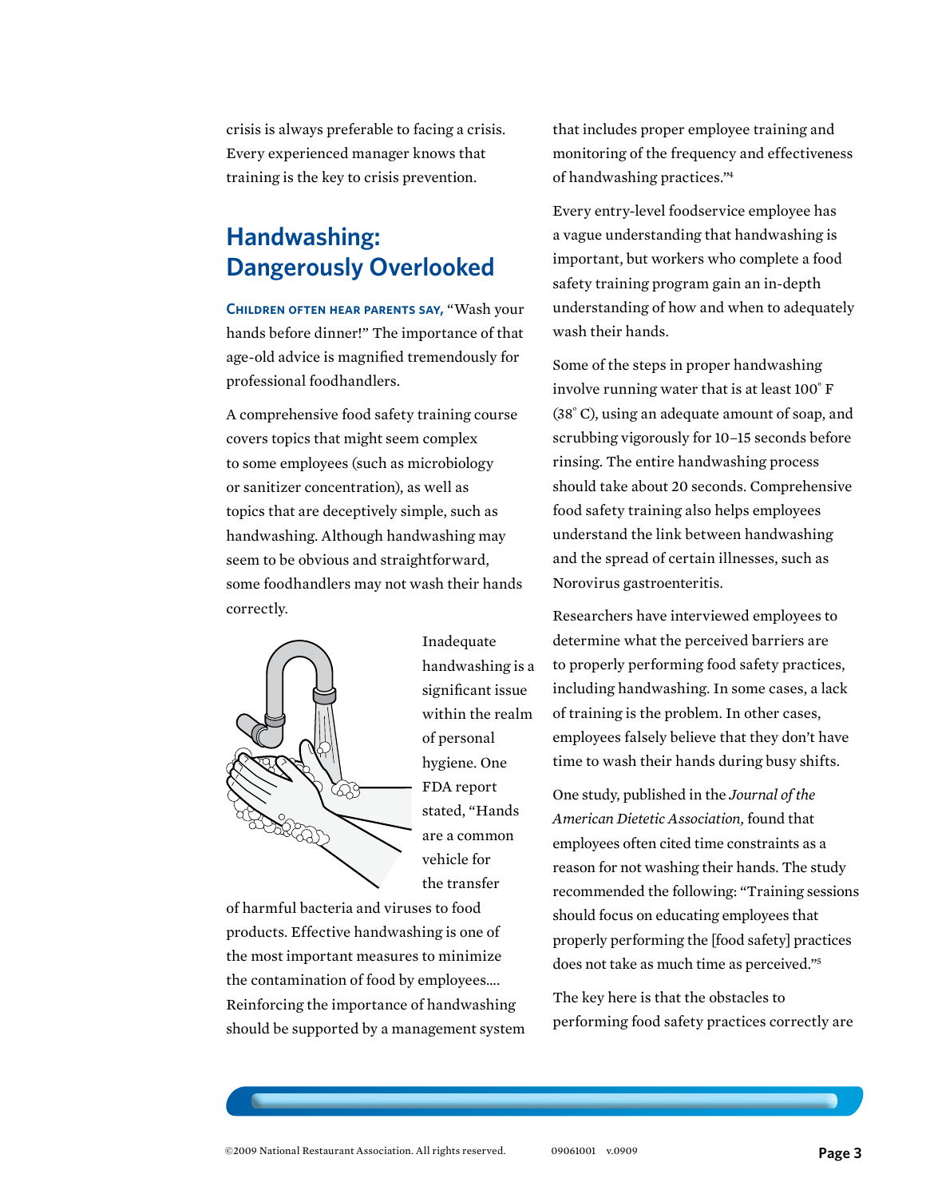crisis is always preferable to facing a crisis. Every experienced manager knows that training is the key to crisis prevention.

## Handwashing: Dangerously Overlooked

**Children often hear parents say,** "Wash your hands before dinner!" The importance of that age-old advice is magnified tremendously for professional foodhandlers.

A comprehensive food safety training course covers topics that might seem complex to some employees (such as microbiology or sanitizer concentration), as well as topics that are deceptively simple, such as handwashing. Although handwashing may seem to be obvious and straightforward, some foodhandlers may not wash their hands correctly.

Inadequate handwashing is a significant issue within the realm of personal hygiene. One FDA report stated, "Hands are a common vehicle for the transfer of harmful bacteria and viruses to food products. Effective handwashing is one of the most important measures to minimize the contamination of food by employees.... Reinforcing the importance of handwashing should be supported by a management system that includes proper employee training and monitoring of the frequency and effectiveness of handwashing practices."[4]

Every entry-level foodservice employee has a vague understanding that handwashing is important, but workers who complete a food safety training program gain an in-depth understanding of how and when to adequately wash their hands.

Some of the steps in proper handwashing involve running water that is at least 100° F (38° C), using an adequate amount of soap, and scrubbing vigorously for 10–15 seconds before rinsing. The entire handwashing process should take about 20 seconds. Comprehensive food safety training also helps employees understand the link between handwashing and the spread of certain illnesses, such as Norovirus gastroenteritis.

Researchers have interviewed employees to determine what the perceived barriers are to properly performing food safety practices, including handwashing. In some cases, a lack of training is the problem. In other cases, employees falsely believe that they don't have time to wash their hands during busy shifts.

One study, published in the *Journal of the American Dietetic Association,* found that employees often cited time constraints as a reason for not washing their hands. The study recommended the following: "Training sessions should focus on educating employees that properly performing the [food safety] practices does not take as much time as perceived."[5]

The key here is that the obstacles to performing food safety practices correctly are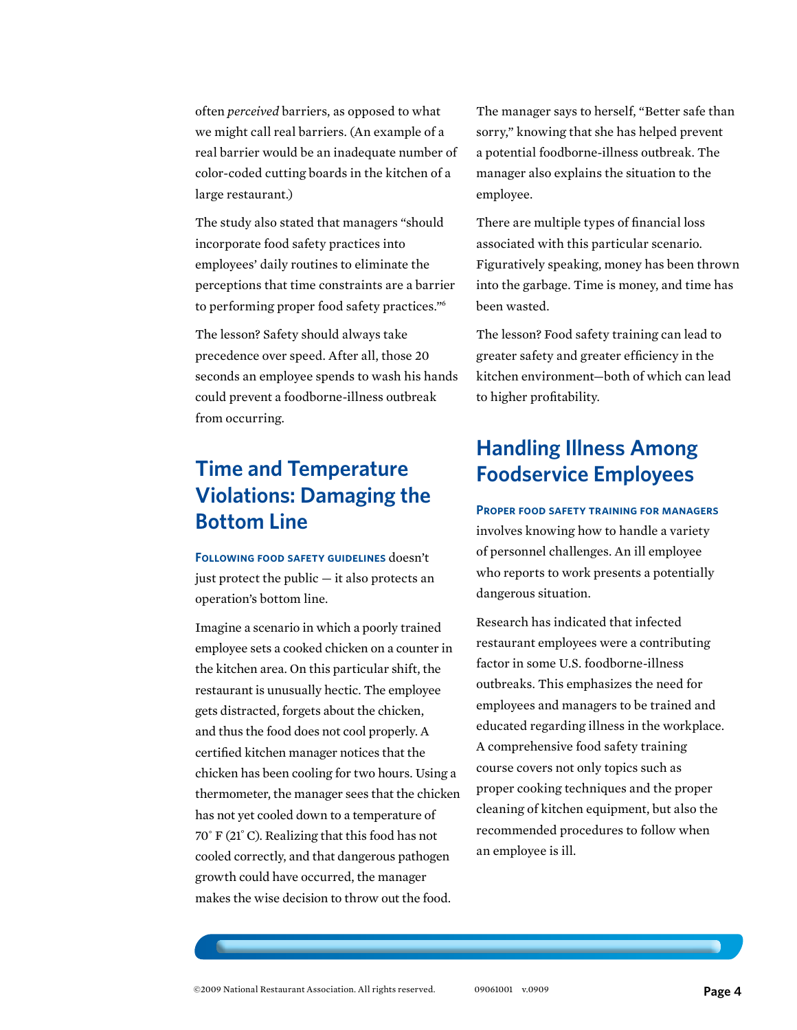often *perceived* barriers, as opposed to what we might call real barriers. (An example of a real barrier would be an inadequate number of color-coded cutting boards in the kitchen of a large restaurant.)

The study also stated that managers "should incorporate food safety practices into employees' daily routines to eliminate the perceptions that time constraints are a barrier to performing proper food safety practices."[6]

The lesson? Safety should always take precedence over speed. After all, those 20 seconds an employee spends to wash his hands could prevent a foodborne-illness outbreak from occurring.

## Time and Temperature Violations: Damaging the Bottom Line

**Following food safety guidelines** doesn't just protect the public — it also protects an operation's bottom line.

Imagine a scenario in which a poorly trained employee sets a cooked chicken on a counter in the kitchen area. On this particular shift, the restaurant is unusually hectic. The employee gets distracted, forgets about the chicken, and thus the food does not cool properly. A certified kitchen manager notices that the chicken has been cooling for two hours. Using a thermometer, the manager sees that the chicken has not yet cooled down to a temperature of 70° F (21° C). Realizing that this food has not cooled correctly, and that dangerous pathogen growth could have occurred, the manager makes the wise decision to throw out the food.

The manager says to herself, "Better safe than sorry," knowing that she has helped prevent a potential foodborne-illness outbreak. The manager also explains the situation to the employee.

There are multiple types of financial loss associated with this particular scenario. Figuratively speaking, money has been thrown into the garbage. Time is money, and time has been wasted.

The lesson? Food safety training can lead to greater safety and greater efficiency in the kitchen environment—both of which can lead to higher profitability.

## Handling Illness Among Foodservice Employees

**Proper food safety training for managers** involves knowing how to handle a variety of personnel challenges. An ill employee who reports to work presents a potentially dangerous situation.

Research has indicated that infected restaurant employees were a contributing factor in some U.S. foodborne-illness outbreaks. This emphasizes the need for employees and managers to be trained and educated regarding illness in the workplace. A comprehensive food safety training course covers not only topics such as proper cooking techniques and the proper cleaning of kitchen equipment, but also the recommended procedures to follow when an employee is ill.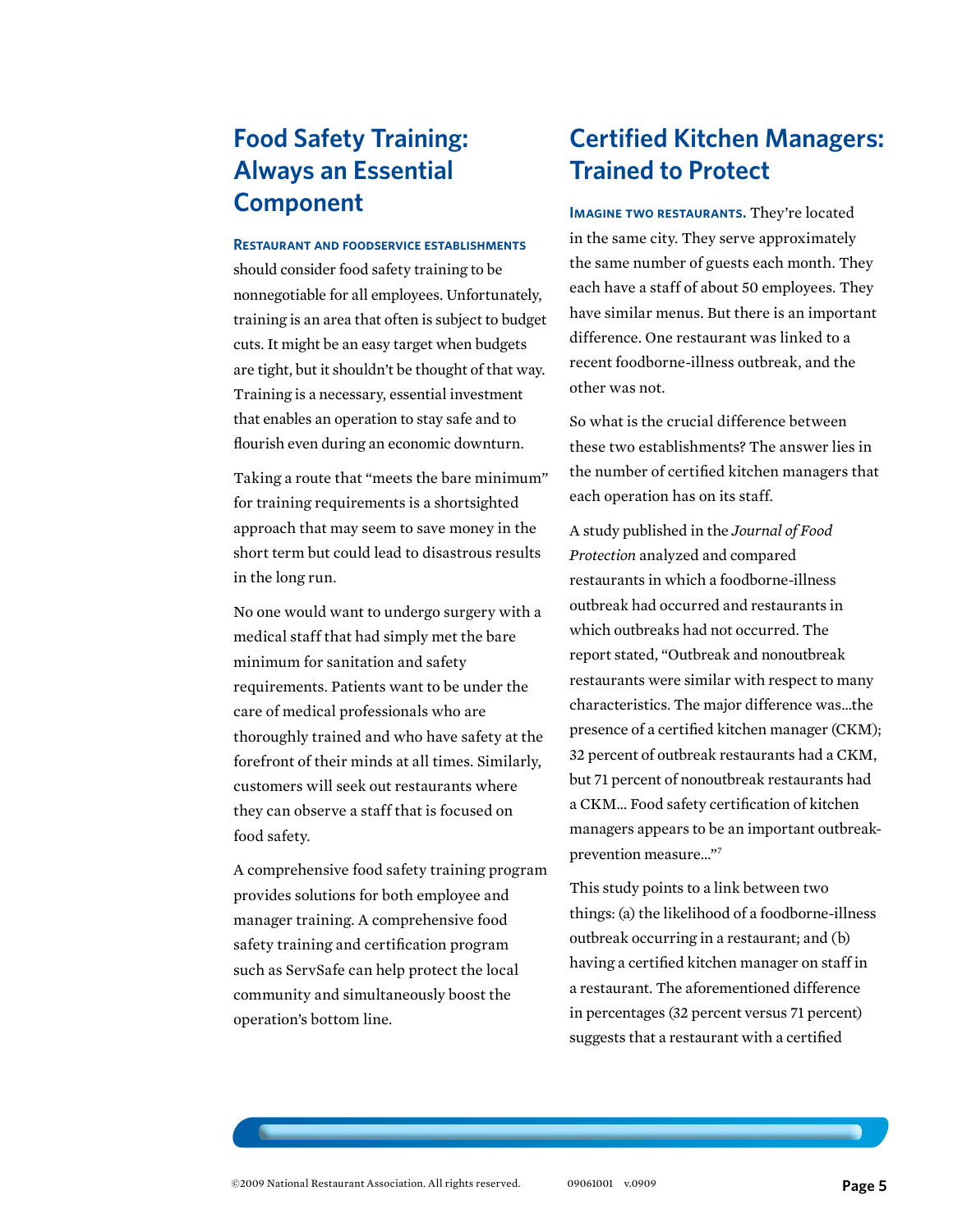## Food Safety Training: Always an Essential Component

**Restaurant and foodservice establishments** should consider food safety training to be nonnegotiable for all employees. Unfortunately, training is an area that often is subject to budget cuts. It might be an easy target when budgets are tight, but it shouldn't be thought of that way. Training is a necessary, essential investment that enables an operation to stay safe and to flourish even during an economic downturn.

Taking a route that "meets the bare minimum" for training requirements is a shortsighted approach that may seem to save money in the short term but could lead to disastrous results in the long run.

No one would want to undergo surgery with a medical staff that had simply met the bare minimum for sanitation and safety requirements. Patients want to be under the care of medical professionals who are thoroughly trained and who have safety at the forefront of their minds at all times. Similarly, customers will seek out restaurants where they can observe a staff that is focused on food safety.

A comprehensive food safety training program provides solutions for both employee and manager training. A comprehensive food safety training and certification program such as ServSafe can help protect the local community and simultaneously boost the operation's bottom line.

## Certified Kitchen Managers: Trained to Protect

**Imagine two restaurants.** They're located in the same city. They serve approximately the same number of guests each month. They each have a staff of about 50 employees. They have similar menus. But there is an important difference. One restaurant was linked to a recent foodborne-illness outbreak, and the other was not.

So what is the crucial difference between these two establishments? The answer lies in the number of certified kitchen managers that each operation has on its staff.

A study published in the *Journal of Food Protection* analyzed and compared restaurants in which a foodborne-illness outbreak had occurred and restaurants in which outbreaks had not occurred. The report stated, "Outbreak and nonoutbreak restaurants were similar with respect to many characteristics. The major difference was…the presence of a certified kitchen manager (CKM); 32 percent of outbreak restaurants had a CKM, but 71 percent of nonoutbreak restaurants had a CKM… Food safety certification of kitchen managers appears to be an important outbreak-prevention measure…"[7]

This study points to a link between two things: (a) the likelihood of a foodborne-illness outbreak occurring in a restaurant; and (b) having a certified kitchen manager on staff in a restaurant. The aforementioned difference in percentages (32 percent versus 71 percent) suggests that a restaurant with a certified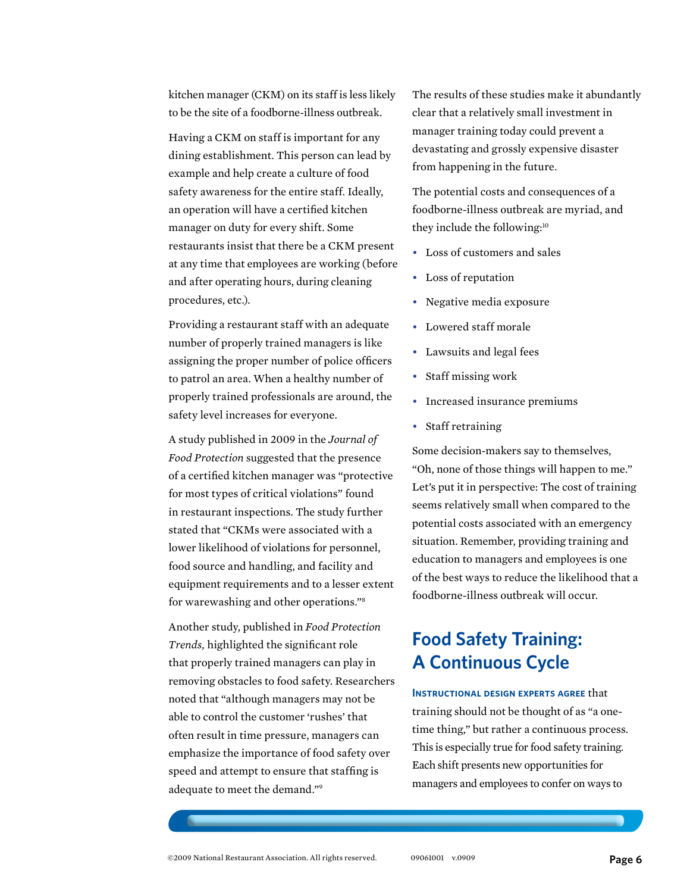kitchen manager (CKM) on its staff is less likely to be the site of a foodborne-illness outbreak.

Having a CKM on staff is important for any dining establishment. This person can lead by example and help create a culture of food safety awareness for the entire staff. Ideally, an operation will have a certified kitchen manager on duty for every shift. Some restaurants insist that there be a CKM present at any time that employees are working (before and after operating hours, during cleaning procedures, etc.).

Providing a restaurant staff with an adequate number of properly trained managers is like assigning the proper number of police officers to patrol an area. When a healthy number of properly trained professionals are around, the safety level increases for everyone.

A study published in 2009 in the *Journal of Food Protection* suggested that the presence of a certified kitchen manager was "protective for most types of critical violations" found in restaurant inspections. The study further stated that "CKMs were associated with a lower likelihood of violations for personnel, food source and handling, and facility and equipment requirements and to a lesser extent for warewashing and other operations."[8]

Another study, published in *Food Protection Trends,* highlighted the significant role that properly trained managers can play in removing obstacles to food safety. Researchers noted that "although managers may not be able to control the customer 'rushes' that often result in time pressure, managers can emphasize the importance of food safety over speed and attempt to ensure that staffing is adequate to meet the demand."[9]

The results of these studies make it abundantly clear that a relatively small investment in manager training today could prevent a devastating and grossly expensive disaster from happening in the future.

The potential costs and consequences of a foodborne-illness outbreak are myriad, and they include the following:[10]

- Loss of customers and sales
- Loss of reputation
- Negative media exposure
- Lowered staff morale
- Lawsuits and legal fees
- Staff missing work
- Increased insurance premiums
- Staff retraining

Some decision-makers say to themselves, "Oh, none of those things will happen to me." Let's put it in perspective: The cost of training seems relatively small when compared to the potential costs associated with an emergency situation. Remember, providing training and education to managers and employees is one of the best ways to reduce the likelihood that a foodborne-illness outbreak will occur.

## Food Safety Training: A Continuous Cycle

**Instructional design experts agree** that training should not be thought of as "a one-time thing," but rather a continuous process. This is especially true for food safety training. Each shift presents new opportunities for managers and employees to confer on ways to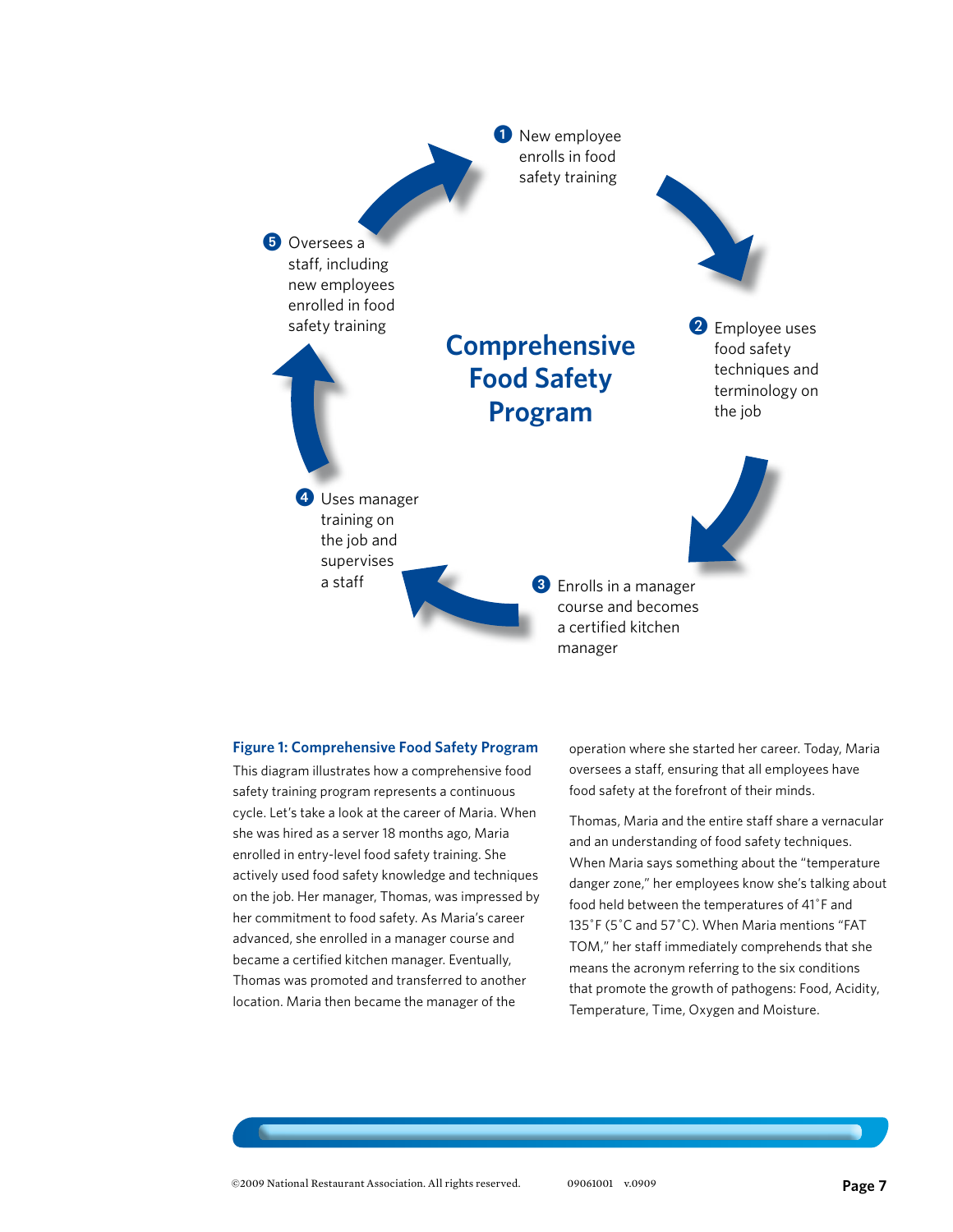## Comprehensive Food Safety Program

1. New employee enrolls in food safety training
2. Employee uses food safety techniques and terminology on the job
3. Enrolls in a manager course and becomes a certified kitchen manager
4. Uses manager training on the job and supervises a staff
5. Oversees a staff, including new employees enrolled in food safety training

**Figure 1: Comprehensive Food Safety Program**

This diagram illustrates how a comprehensive food safety training program represents a continuous cycle. Let's take a look at the career of Maria. When she was hired as a server 18 months ago, Maria enrolled in entry-level food safety training. She actively used food safety knowledge and techniques on the job. Her manager, Thomas, was impressed by her commitment to food safety. As Maria's career advanced, she enrolled in a manager course and became a certified kitchen manager. Eventually, Thomas was promoted and transferred to another location. Maria then became the manager of the operation where she started her career. Today, Maria oversees a staff, ensuring that all employees have food safety at the forefront of their minds.

Thomas, Maria and the entire staff share a vernacular and an understanding of food safety techniques. When Maria says something about the "temperature danger zone," her employees know she's talking about food held between the temperatures of 41˚F and 135˚F (5˚C and 57˚C). When Maria mentions "FAT TOM," her staff immediately comprehends that she means the acronym referring to the six conditions that promote the growth of pathogens: Food, Acidity, Temperature, Time, Oxygen and Moisture.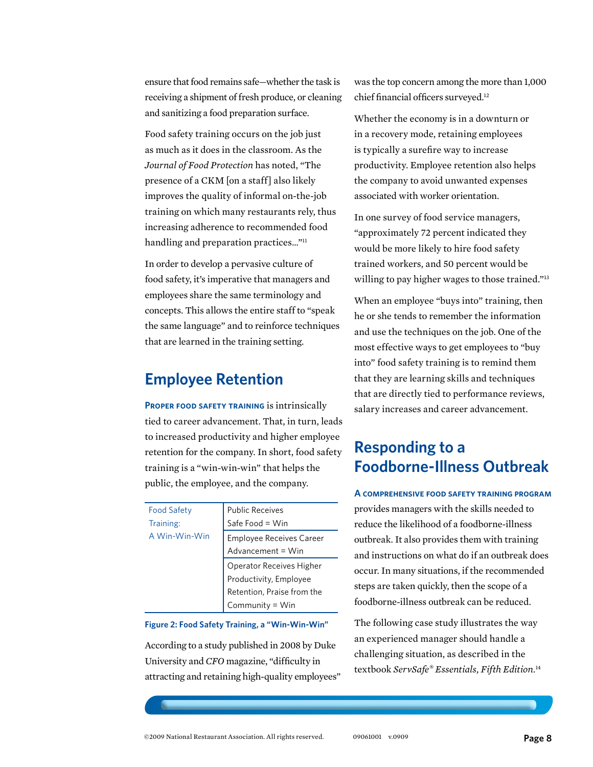ensure that food remains safe—whether the task is receiving a shipment of fresh produce, or cleaning and sanitizing a food preparation surface.

Food safety training occurs on the job just as much as it does in the classroom. As the *Journal of Food Protection* has noted, "The presence of a CKM [on a staff] also likely improves the quality of informal on-the-job training on which many restaurants rely, thus increasing adherence to recommended food handling and preparation practices…"[11]

In order to develop a pervasive culture of food safety, it's imperative that managers and employees share the same terminology and concepts. This allows the entire staff to "speak the same language" and to reinforce techniques that are learned in the training setting.

## Employee Retention

**PROPER FOOD SAFETY TRAINING** is intrinsically tied to career advancement. That, in turn, leads to increased productivity and higher employee retention for the company. In short, food safety training is a "win-win-win" that helps the public, the employee, and the company.

| Food Safety Training: A Win-Win-Win | |
|---|---|
| | Public Receives Safe Food = Win |
| | Employee Receives Career Advancement = Win |
| | Operator Receives Higher Productivity, Employee Retention, Praise from the Community = Win |

**Figure 2: Food Safety Training, a "Win-Win-Win"**

According to a study published in 2008 by Duke University and *CFO* magazine, "difficulty in attracting and retaining high-quality employees" was the top concern among the more than 1,000 chief financial officers surveyed.[12]

Whether the economy is in a downturn or in a recovery mode, retaining employees is typically a surefire way to increase productivity. Employee retention also helps the company to avoid unwanted expenses associated with worker orientation.

In one survey of food service managers, "approximately 72 percent indicated they would be more likely to hire food safety trained workers, and 50 percent would be willing to pay higher wages to those trained."[13]

When an employee "buys into" training, then he or she tends to remember the information and use the techniques on the job. One of the most effective ways to get employees to "buy into" food safety training is to remind them that they are learning skills and techniques that are directly tied to performance reviews, salary increases and career advancement.

## Responding to a Foodborne-Illness Outbreak

**A COMPREHENSIVE FOOD SAFETY TRAINING PROGRAM** provides managers with the skills needed to reduce the likelihood of a foodborne-illness outbreak. It also provides them with training and instructions on what do if an outbreak does occur. In many situations, if the recommended steps are taken quickly, then the scope of a foodborne-illness outbreak can be reduced.

The following case study illustrates the way an experienced manager should handle a challenging situation, as described in the textbook *ServSafe® Essentials, Fifth Edition*.[14]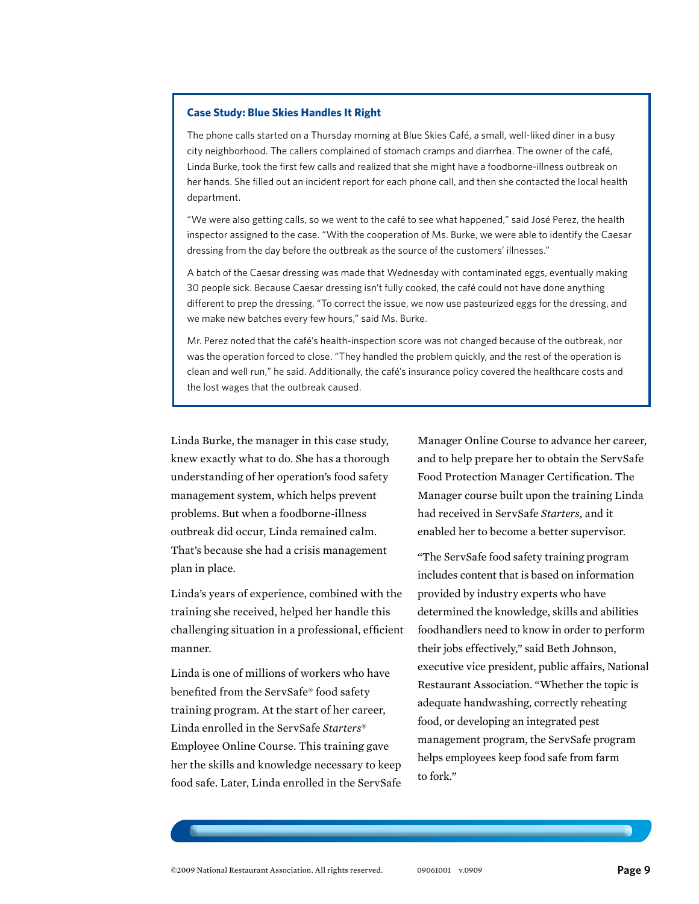### Case Study: Blue Skies Handles It Right

The phone calls started on a Thursday morning at Blue Skies Café, a small, well-liked diner in a busy city neighborhood. The callers complained of stomach cramps and diarrhea. The owner of the café, Linda Burke, took the first few calls and realized that she might have a foodborne-illness outbreak on her hands. She filled out an incident report for each phone call, and then she contacted the local health department.

"We were also getting calls, so we went to the café to see what happened," said José Perez, the health inspector assigned to the case. "With the cooperation of Ms. Burke, we were able to identify the Caesar dressing from the day before the outbreak as the source of the customers' illnesses."

A batch of the Caesar dressing was made that Wednesday with contaminated eggs, eventually making 30 people sick. Because Caesar dressing isn't fully cooked, the café could not have done anything different to prep the dressing. "To correct the issue, we now use pasteurized eggs for the dressing, and we make new batches every few hours," said Ms. Burke.

Mr. Perez noted that the café's health-inspection score was not changed because of the outbreak, nor was the operation forced to close. "They handled the problem quickly, and the rest of the operation is clean and well run," he said. Additionally, the café's insurance policy covered the healthcare costs and the lost wages that the outbreak caused.

Linda Burke, the manager in this case study, knew exactly what to do. She has a thorough understanding of her operation's food safety management system, which helps prevent problems. But when a foodborne-illness outbreak did occur, Linda remained calm. That's because she had a crisis management plan in place.

Linda's years of experience, combined with the training she received, helped her handle this challenging situation in a professional, efficient manner.

Linda is one of millions of workers who have benefited from the ServSafe® food safety training program. At the start of her career, Linda enrolled in the ServSafe *Starters*® Employee Online Course. This training gave her the skills and knowledge necessary to keep food safe. Later, Linda enrolled in the ServSafe Manager Online Course to advance her career, and to help prepare her to obtain the ServSafe Food Protection Manager Certification. The Manager course built upon the training Linda had received in ServSafe *Starters,* and it enabled her to become a better supervisor.

"The ServSafe food safety training program includes content that is based on information provided by industry experts who have determined the knowledge, skills and abilities foodhandlers need to know in order to perform their jobs effectively," said Beth Johnson, executive vice president, public affairs, National Restaurant Association. "Whether the topic is adequate handwashing, correctly reheating food, or developing an integrated pest management program, the ServSafe program helps employees keep food safe from farm to fork."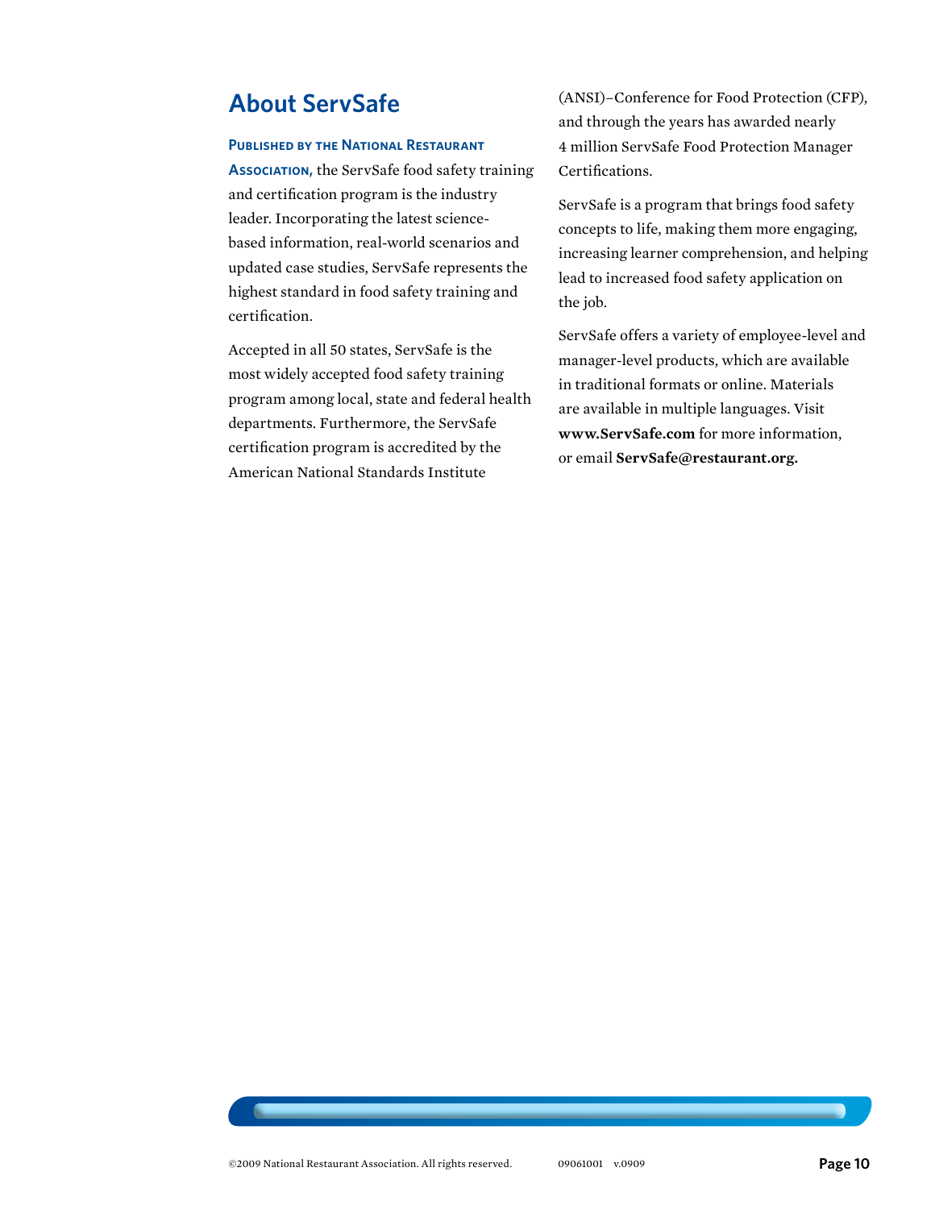## About ServSafe

**Published by the National Restaurant Association,** the ServSafe food safety training and certification program is the industry leader. Incorporating the latest science-based information, real-world scenarios and updated case studies, ServSafe represents the highest standard in food safety training and certification.

Accepted in all 50 states, ServSafe is the most widely accepted food safety training program among local, state and federal health departments. Furthermore, the ServSafe certification program is accredited by the American National Standards Institute (ANSI)–Conference for Food Protection (CFP), and through the years has awarded nearly 4 million ServSafe Food Protection Manager Certifications.

ServSafe is a program that brings food safety concepts to life, making them more engaging, increasing learner comprehension, and helping lead to increased food safety application on the job.

ServSafe offers a variety of employee-level and manager-level products, which are available in traditional formats or online. Materials are available in multiple languages. Visit **www.ServSafe.com** for more information, or email **ServSafe@restaurant.org.**

©2009 National Restaurant Association. All rights reserved. 09061001 v.0909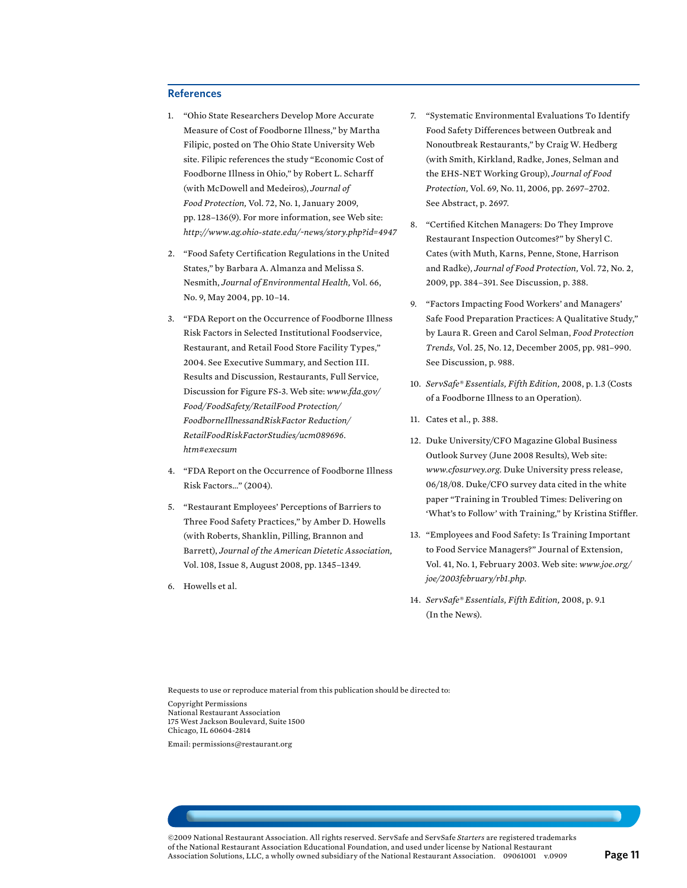## References

1. "Ohio State Researchers Develop More Accurate Measure of Cost of Foodborne Illness," by Martha Filipic, posted on The Ohio State University Web site. Filipic references the study "Economic Cost of Foodborne Illness in Ohio," by Robert L. Scharff (with McDowell and Medeiros), *Journal of Food Protection,* Vol. 72, No. 1, January 2009, pp. 128–136(9). For more information, see Web site: *http://www.ag.ohio-state.edu/~news/story.php?id=4947*

2. "Food Safety Certification Regulations in the United States," by Barbara A. Almanza and Melissa S. Nesmith, *Journal of Environmental Health,* Vol. 66, No. 9, May 2004, pp. 10–14.

3. "FDA Report on the Occurrence of Foodborne Illness Risk Factors in Selected Institutional Foodservice, Restaurant, and Retail Food Store Facility Types," 2004. See Executive Summary, and Section III. Results and Discussion, Restaurants, Full Service, Discussion for Figure FS-3. Web site: *www.fda.gov/Food/FoodSafety/RetailFood Protection/FoodborneIllnessandRiskFactor Reduction/RetailFoodRiskFactorStudies/ucm089696.htm#execsum*

4. "FDA Report on the Occurrence of Foodborne Illness Risk Factors..." (2004).

5. "Restaurant Employees' Perceptions of Barriers to Three Food Safety Practices," by Amber D. Howells (with Roberts, Shanklin, Pilling, Brannon and Barrett), *Journal of the American Dietetic Association,* Vol. 108, Issue 8, August 2008, pp. 1345–1349.

6. Howells et al.

7. "Systematic Environmental Evaluations To Identify Food Safety Differences between Outbreak and Nonoutbreak Restaurants," by Craig W. Hedberg (with Smith, Kirkland, Radke, Jones, Selman and the EHS-NET Working Group), *Journal of Food Protection,* Vol. 69, No. 11, 2006, pp. 2697–2702. See Abstract, p. 2697.

8. "Certified Kitchen Managers: Do They Improve Restaurant Inspection Outcomes?" by Sheryl C. Cates (with Muth, Karns, Penne, Stone, Harrison and Radke), *Journal of Food Protection,* Vol. 72, No. 2, 2009, pp. 384–391. See Discussion, p. 388.

9. "Factors Impacting Food Workers' and Managers' Safe Food Preparation Practices: A Qualitative Study," by Laura R. Green and Carol Selman, *Food Protection Trends,* Vol. 25, No. 12, December 2005, pp. 981–990. See Discussion, p. 988.

10. *ServSafe® Essentials, Fifth Edition,* 2008, p. 1.3 (Costs of a Foodborne Illness to an Operation).

11. Cates et al., p. 388.

12. Duke University/CFO Magazine Global Business Outlook Survey (June 2008 Results), Web site: *www.cfosurvey.org.* Duke University press release, 06/18/08. Duke/CFO survey data cited in the white paper "Training in Troubled Times: Delivering on 'What's to Follow' with Training," by Kristina Stiffler.

13. "Employees and Food Safety: Is Training Important to Food Service Managers?" Journal of Extension, Vol. 41, No. 1, February 2003. Web site: *www.joe.org/joe/2003february/rb1.php.*

14. *ServSafe® Essentials, Fifth Edition,* 2008, p. 9.1 (In the News).

Requests to use or reproduce material from this publication should be directed to:

Copyright Permissions
National Restaurant Association
175 West Jackson Boulevard, Suite 1500
Chicago, IL 60604-2814

Email: permissions@restaurant.org

©2009 National Restaurant Association. All rights reserved. ServSafe and ServSafe *Starters* are registered trademarks of the National Restaurant Association Educational Foundation, and used under license by National Restaurant Association Solutions, LLC, a wholly owned subsidiary of the National Restaurant Association. 09061001 v.0909